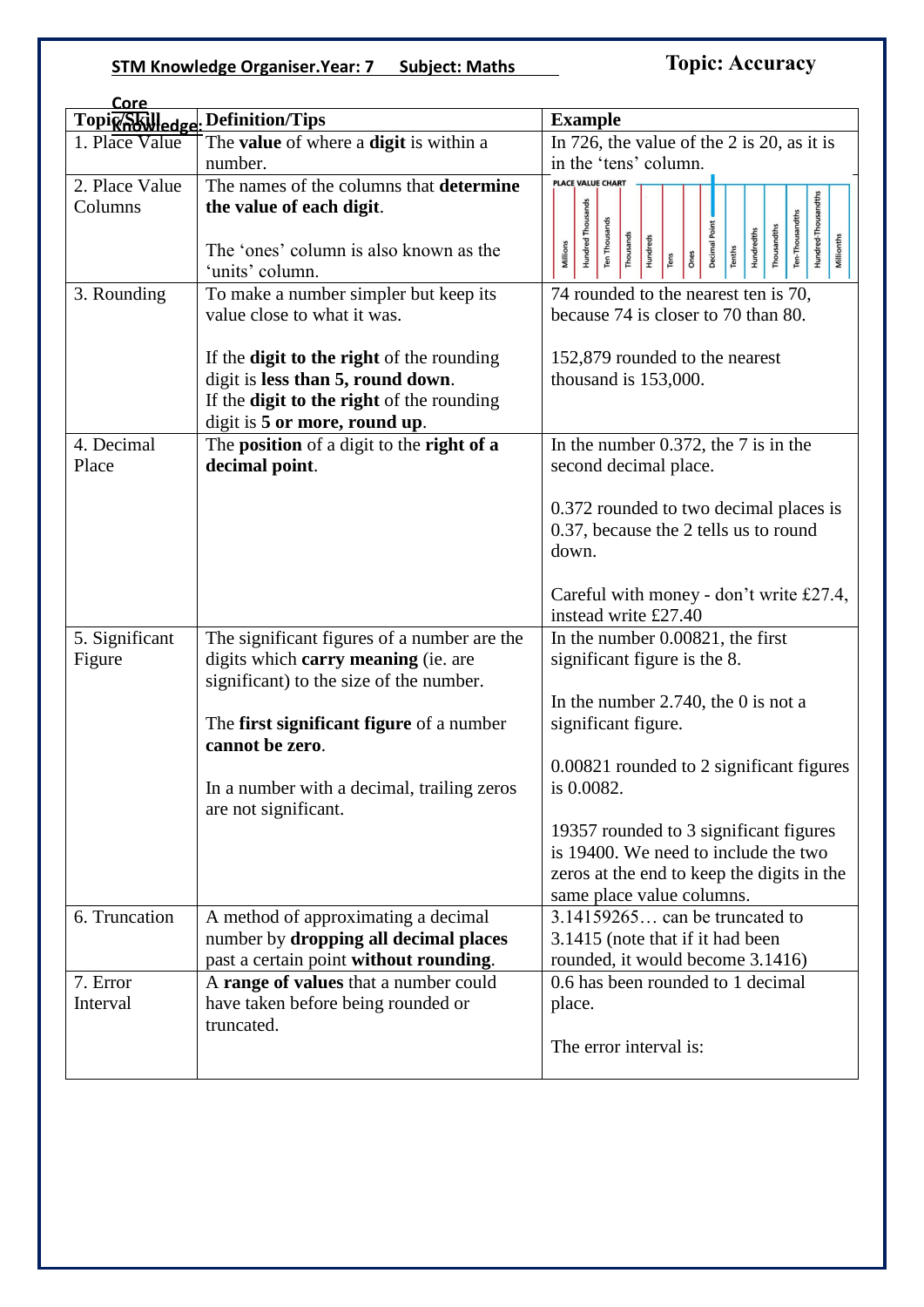**STM Knowledge Organiser.Year: 7 Subject: Maths**

## Topic: Accuracy

**Core Knowledge:**

| Topic/Skill | Definition/Tips | Example |
|---|---|---|
| 1. Place Value | The **value** of where a **digit** is within a number. | In 726, the value of the 2 is 20, as it is in the 'tens' column. |
| 2. Place Value Columns | The names of the columns that **determine the value of each digit**.<br><br>The 'ones' column is also known as the 'units' column. | PLACE VALUE CHART: Millions, Hundred Thousands, Ten Thousands, Thousands, Hundreds, Tens, Ones, Decimal Point, Tenths, Hundredths, Thousandths, Ten-Thousandths, Hundred-Thousandths, Millionths |
| 3. Rounding | To make a number simpler but keep its value close to what it was.<br><br>If the **digit to the right** of the rounding digit is **less than 5, round down**.<br>If the **digit to the right** of the rounding digit is **5 or more, round up**. | 74 rounded to the nearest ten is 70, because 74 is closer to 70 than 80.<br><br>152,879 rounded to the nearest thousand is 153,000. |
| 4. Decimal Place | The **position** of a digit to the **right of a decimal point**. | In the number 0.372, the 7 is in the second decimal place.<br><br>0.372 rounded to two decimal places is 0.37, because the 2 tells us to round down.<br><br>Careful with money - don't write £27.4, instead write £27.40 |
| 5. Significant Figure | The significant figures of a number are the digits which **carry meaning** (ie. are significant) to the size of the number.<br><br>The **first significant figure** of a number **cannot be zero**.<br><br>In a number with a decimal, trailing zeros are not significant. | In the number 0.00821, the first significant figure is the 8.<br><br>In the number 2.740, the 0 is not a significant figure.<br><br>0.00821 rounded to 2 significant figures is 0.0082.<br><br>19357 rounded to 3 significant figures is 19400. We need to include the two zeros at the end to keep the digits in the same place value columns. |
| 6. Truncation | A method of approximating a decimal number by **dropping all decimal places** past a certain point **without rounding**. | 3.14159265… can be truncated to 3.1415 (note that if it had been rounded, it would become 3.1416) |
| 7. Error Interval | A **range of values** that a number could have taken before being rounded or truncated. | 0.6 has been rounded to 1 decimal place.<br><br>The error interval is: |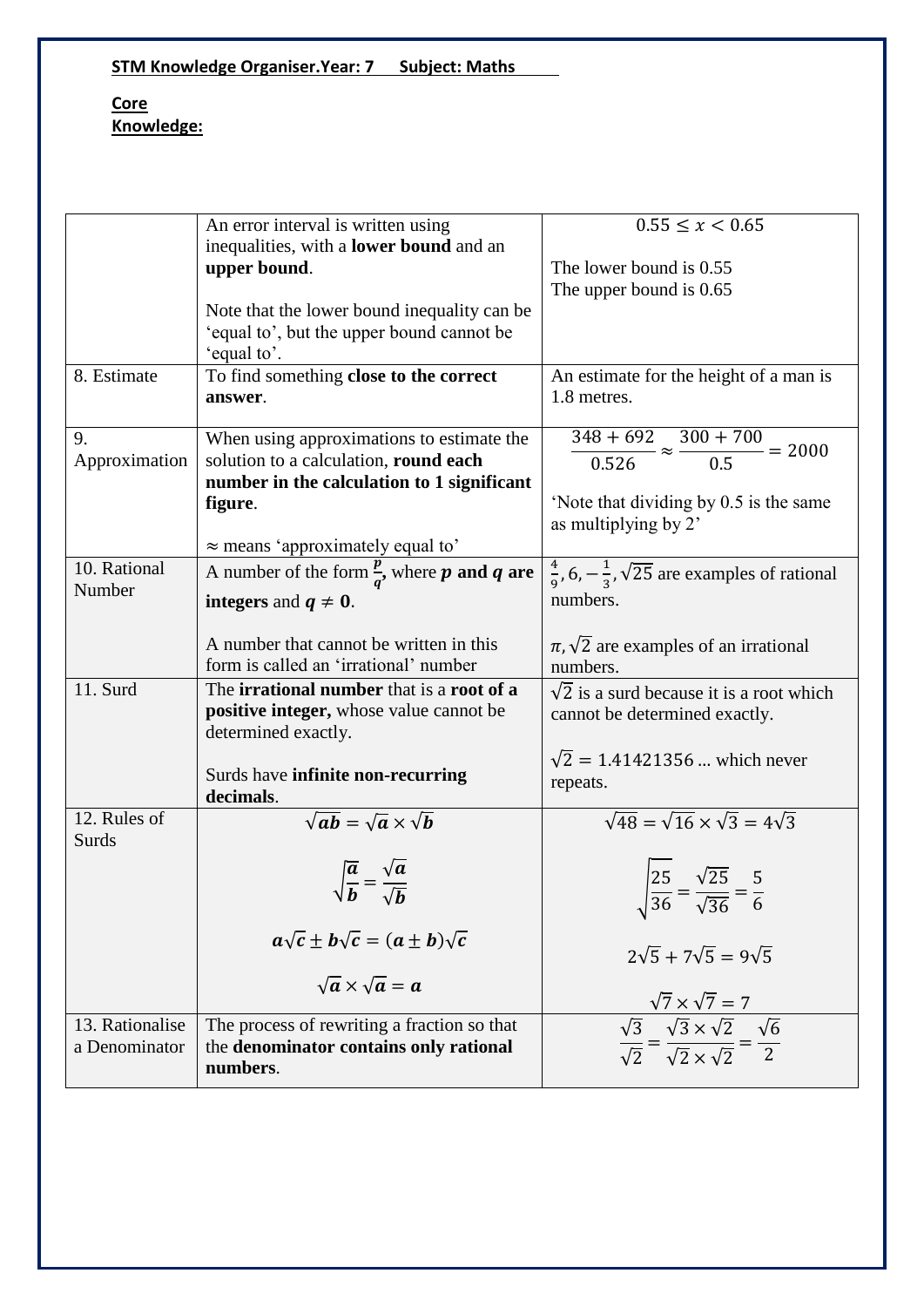**STM Knowledge Organiser.Year: 7 Subject: Maths**

**Core Knowledge:**

| | | |
|---|---|---|
| | An error interval is written using inequalities, with a **lower bound** and an **upper bound**.<br><br>Note that the lower bound inequality can be 'equal to', but the upper bound cannot be 'equal to'. | $0.55 \leq x < 0.65$<br><br>The lower bound is 0.55<br>The upper bound is 0.65 |
| 8. Estimate | To find something **close to the correct answer**. | An estimate for the height of a man is 1.8 metres. |
| 9. Approximation | When using approximations to estimate the solution to a calculation, **round each number in the calculation to 1 significant figure**.<br><br>$\approx$ means 'approximately equal to' | $\frac{348 + 692}{0.526} \approx \frac{300 + 700}{0.5} = 2000$<br><br>'Note that dividing by 0.5 is the same as multiplying by 2' |
| 10. Rational Number | A number of the form $\frac{p}{q}$, where $p$ **and** $q$ **are integers** and $q \neq 0$.<br><br>A number that cannot be written in this form is called an 'irrational' number | $\frac{4}{9}, 6, -\frac{1}{3}, \sqrt{25}$ are examples of rational numbers.<br><br>$\pi, \sqrt{2}$ are examples of an irrational numbers. |
| 11. Surd | The **irrational number** that is a **root of a positive integer,** whose value cannot be determined exactly.<br><br>Surds have **infinite non-recurring decimals**. | $\sqrt{2}$ is a surd because it is a root which cannot be determined exactly.<br><br>$\sqrt{2} = 1.41421356 \ldots$ which never repeats. |
| 12. Rules of Surds | $\sqrt{ab} = \sqrt{a} \times \sqrt{b}$<br><br>$\sqrt{\frac{a}{b}} = \frac{\sqrt{a}}{\sqrt{b}}$<br><br>$a\sqrt{c} \pm b\sqrt{c} = (a \pm b)\sqrt{c}$<br><br>$\sqrt{a} \times \sqrt{a} = a$ | $\sqrt{48} = \sqrt{16} \times \sqrt{3} = 4\sqrt{3}$<br><br>$\sqrt{\frac{25}{36}} = \frac{\sqrt{25}}{\sqrt{36}} = \frac{5}{6}$<br><br>$2\sqrt{5} + 7\sqrt{5} = 9\sqrt{5}$<br><br>$\sqrt{7} \times \sqrt{7} = 7$ |
| 13. Rationalise a Denominator | The process of rewriting a fraction so that the **denominator contains only rational numbers**. | $\frac{\sqrt{3}}{\sqrt{2}} = \frac{\sqrt{3} \times \sqrt{2}}{\sqrt{2} \times \sqrt{2}} = \frac{\sqrt{6}}{2}$ |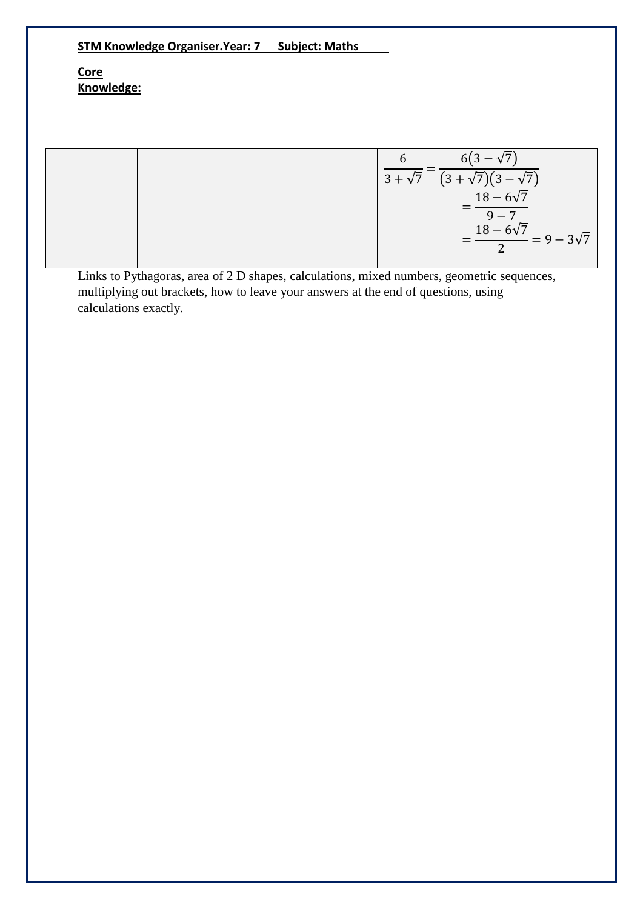**STM Knowledge Organiser.Year: 7      Subject: Maths**

**Core Knowledge:**

| | | |
|---|---|---|
| | | $\frac{6}{3+\sqrt{7}} = \frac{6(3-\sqrt{7})}{(3+\sqrt{7})(3-\sqrt{7})}$ $= \frac{18-6\sqrt{7}}{9-7}$ $= \frac{18-6\sqrt{7}}{2} = 9-3\sqrt{7}$ |

Links to Pythagoras, area of 2 D shapes, calculations, mixed numbers, geometric sequences, multiplying out brackets, how to leave your answers at the end of questions, using calculations exactly.